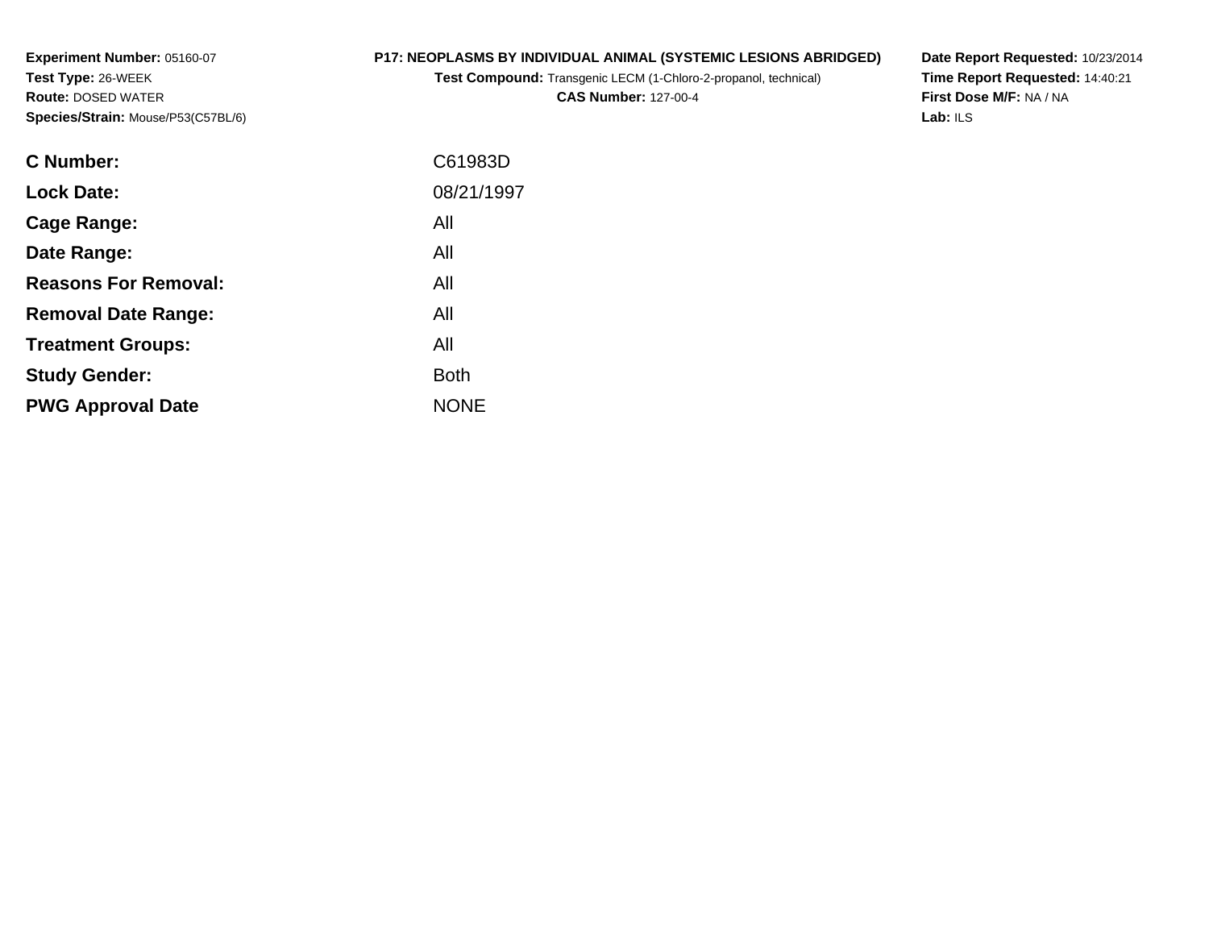**Experiment Number:** 05160-07
**Test Type:** 26-WEEK
**Route:** DOSED WATER
**Species/Strain:** Mouse/P53(C57BL/6)

**P17: NEOPLASMS BY INDIVIDUAL ANIMAL (SYSTEMIC LESIONS ABRIDGED)**
**Test Compound:** Transgenic LECM (1-Chloro-2-propanol, technical)
**CAS Number:** 127-00-4

**Date Report Requested:** 10/23/2014
**Time Report Requested:** 14:40:21
**First Dose M/F:** NA / NA
**Lab:** ILS

| | |
|---|---|
| **C Number:** | C61983D |
| **Lock Date:** | 08/21/1997 |
| **Cage Range:** | All |
| **Date Range:** | All |
| **Reasons For Removal:** | All |
| **Removal Date Range:** | All |
| **Treatment Groups:** | All |
| **Study Gender:** | Both |
| **PWG Approval Date** | NONE |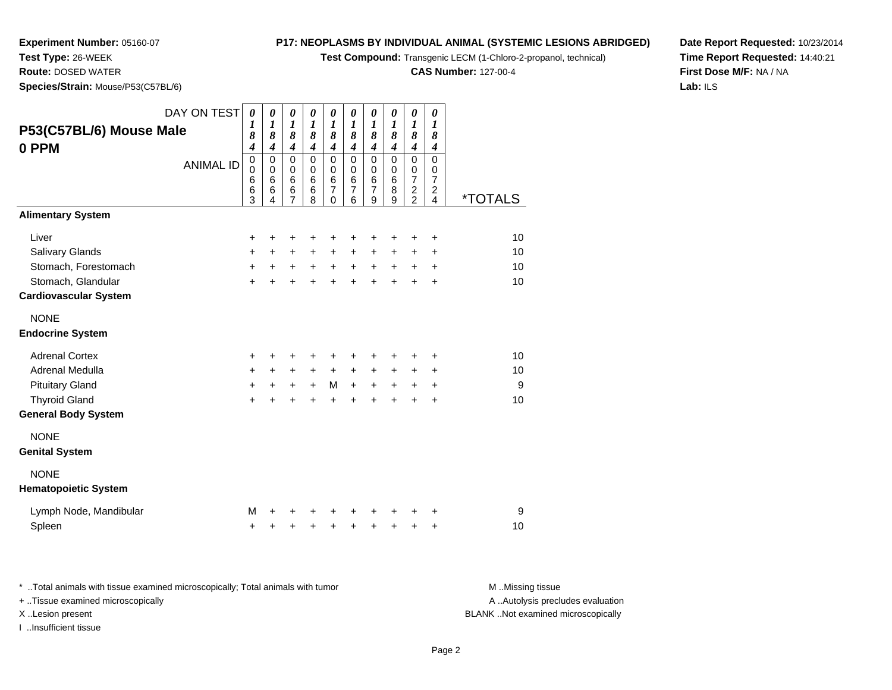**Experiment Number:** 05160-07
**Test Type:** 26-WEEK
**Route:** DOSED WATER
**Species/Strain:** Mouse/P53(C57BL/6)

**P17: NEOPLASMS BY INDIVIDUAL ANIMAL (SYSTEMIC LESIONS ABRIDGED)**
**Test Compound:** Transgenic LECM (1-Chloro-2-propanol, technical)
**CAS Number:** 127-00-4

**Date Report Requested:** 10/23/2014
**Time Report Requested:** 14:40:21
**First Dose M/F:** NA / NA
**Lab:** ILS

## P53(C57BL/6) Mouse Male 0 PPM

| DAY ON TEST | 0184 | 0184 | 0184 | 0184 | 0184 | 0184 | 0184 | 0184 | 0184 | 0184 | |
|---|---|---|---|---|---|---|---|---|---|---|---|
| ANIMAL ID | 00663 | 00664 | 00667 | 00668 | 00670 | 00676 | 00679 | 00689 | 00722 | 00724 | *TOTALS |
| **Alimentary System** | | | | | | | | | | | |
| Liver | + | + | + | + | + | + | + | + | + | + | 10 |
| Salivary Glands | + | + | + | + | + | + | + | + | + | + | 10 |
| Stomach, Forestomach | + | + | + | + | + | + | + | + | + | + | 10 |
| Stomach, Glandular | + | + | + | + | + | + | + | + | + | + | 10 |
| **Cardiovascular System** | | | | | | | | | | | |
| NONE | | | | | | | | | | | |
| **Endocrine System** | | | | | | | | | | | |
| Adrenal Cortex | + | + | + | + | + | + | + | + | + | + | 10 |
| Adrenal Medulla | + | + | + | + | + | + | + | + | + | + | 10 |
| Pituitary Gland | + | + | + | + | M | + | + | + | + | + | 9 |
| Thyroid Gland | + | + | + | + | + | + | + | + | + | + | 10 |
| **General Body System** | | | | | | | | | | | |
| NONE | | | | | | | | | | | |
| **Genital System** | | | | | | | | | | | |
| NONE | | | | | | | | | | | |
| **Hematopoietic System** | | | | | | | | | | | |
| Lymph Node, Mandibular | M | + | + | + | + | + | + | + | + | + | 9 |
| Spleen | + | + | + | + | + | + | + | + | + | + | 10 |

* ..Total animals with tissue examined microscopically; Total animals with tumor
+ ..Tissue examined microscopically
X ..Lesion present
I ..Insufficient tissue

M ..Missing tissue
A ..Autolysis precludes evaluation
BLANK ..Not examined microscopically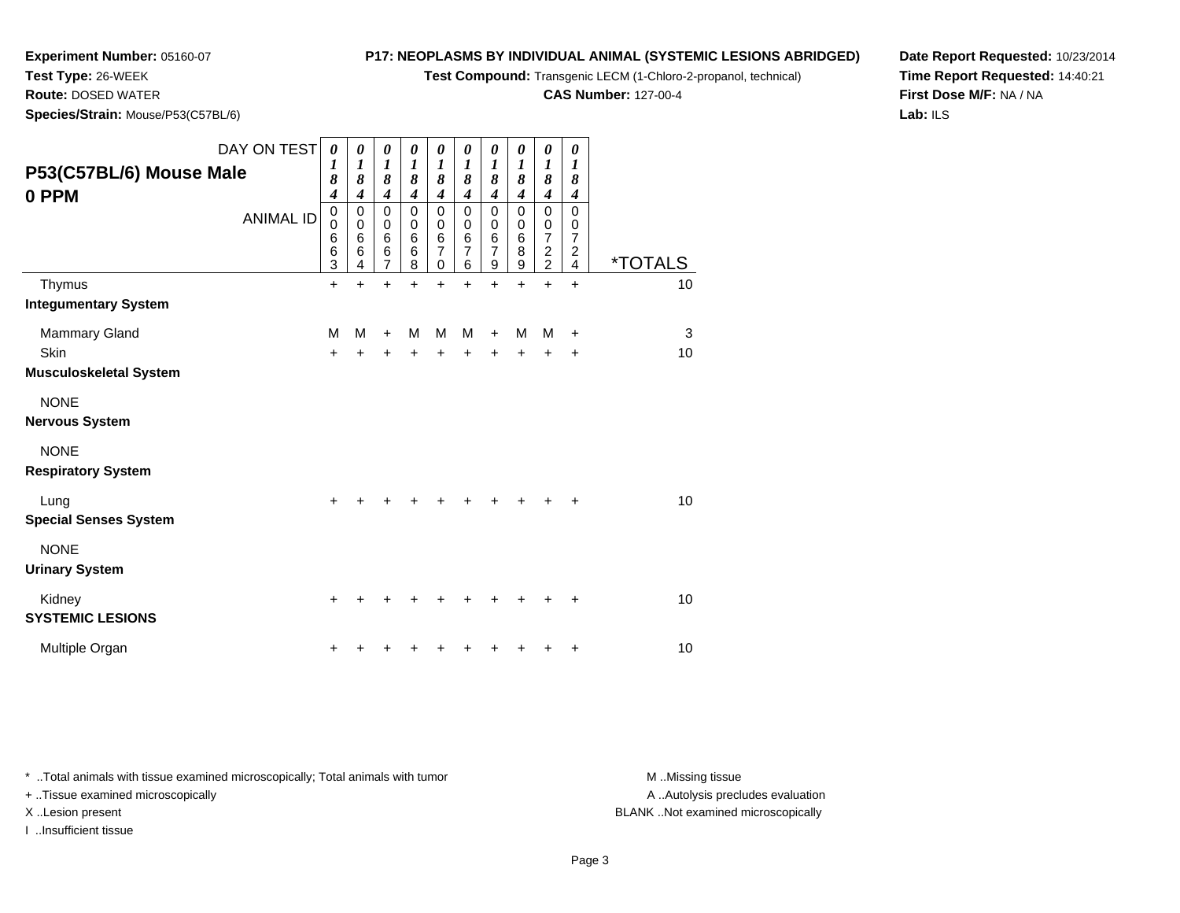**Experiment Number:** 05160-07
**Test Type:** 26-WEEK
**Route:** DOSED WATER
**Species/Strain:** Mouse/P53(C57BL/6)

**P17: NEOPLASMS BY INDIVIDUAL ANIMAL (SYSTEMIC LESIONS ABRIDGED)**
**Test Compound:** Transgenic LECM (1-Chloro-2-propanol, technical)
**CAS Number:** 127-00-4

**Date Report Requested:** 10/23/2014
**Time Report Requested:** 14:40:21
**First Dose M/F:** NA / NA
**Lab:** ILS

## P53(C57BL/6) Mouse Male
## 0 PPM

| DAY ON TEST | 0184 | 0184 | 0184 | 0184 | 0184 | 0184 | 0184 | 0184 | 0184 | 0184 | |
|---|---|---|---|---|---|---|---|---|---|---|---|
| ANIMAL ID | 00663 | 00664 | 00667 | 00668 | 00670 | 00676 | 00679 | 00689 | 00722 | 00724 | *TOTALS |
| Thymus | + | + | + | + | + | + | + | + | + | + | 10 |
| **Integumentary System** | | | | | | | | | | | |
| Mammary Gland | M | M | + | M | M | M | + | M | M | + | 3 |
| Skin | + | + | + | + | + | + | + | + | + | + | 10 |
| **Musculoskeletal System** | | | | | | | | | | | |
| NONE | | | | | | | | | | | |
| **Nervous System** | | | | | | | | | | | |
| NONE | | | | | | | | | | | |
| **Respiratory System** | | | | | | | | | | | |
| Lung | + | + | + | + | + | + | + | + | + | + | 10 |
| **Special Senses System** | | | | | | | | | | | |
| NONE | | | | | | | | | | | |
| **Urinary System** | | | | | | | | | | | |
| Kidney | + | + | + | + | + | + | + | + | + | + | 10 |
| **SYSTEMIC LESIONS** | | | | | | | | | | | |
| Multiple Organ | + | + | + | + | + | + | + | + | + | + | 10 |

* ..Total animals with tissue examined microscopically; Total animals with tumor
+ ..Tissue examined microscopically
X ..Lesion present
I ..Insufficient tissue

M ..Missing tissue
A ..Autolysis precludes evaluation
BLANK ..Not examined microscopically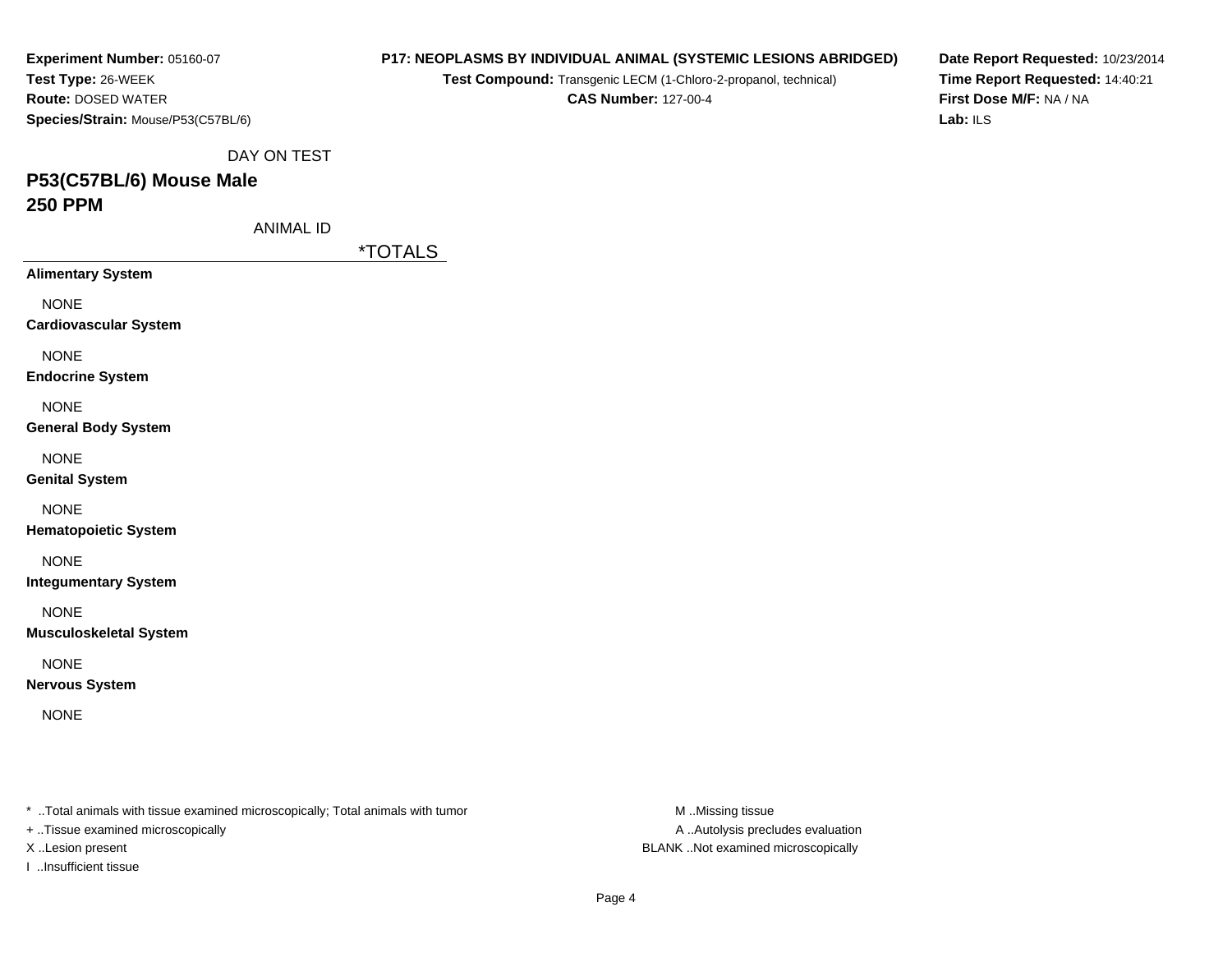**Experiment Number:** 05160-07
**Test Type:** 26-WEEK
**Route:** DOSED WATER
**Species/Strain:** Mouse/P53(C57BL/6)

**P17: NEOPLASMS BY INDIVIDUAL ANIMAL (SYSTEMIC LESIONS ABRIDGED)**
**Test Compound:** Transgenic LECM (1-Chloro-2-propanol, technical)
**CAS Number:** 127-00-4

**Date Report Requested:** 10/23/2014
**Time Report Requested:** 14:40:21
**First Dose M/F:** NA / NA
**Lab:** ILS

DAY ON TEST

## P53(C57BL/6) Mouse Male
## 250 PPM

ANIMAL ID

| | *TOTALS |
|---|---|
| **Alimentary System** | |
| NONE | |
| **Cardiovascular System** | |
| NONE | |
| **Endocrine System** | |
| NONE | |
| **General Body System** | |
| NONE | |
| **Genital System** | |
| NONE | |
| **Hematopoietic System** | |
| NONE | |
| **Integumentary System** | |
| NONE | |
| **Musculoskeletal System** | |
| NONE | |
| **Nervous System** | |
| NONE | |

* ..Total animals with tissue examined microscopically; Total animals with tumor
+ ..Tissue examined microscopically
X ..Lesion present
I ..Insufficient tissue

M ..Missing tissue
A ..Autolysis precludes evaluation
BLANK ..Not examined microscopically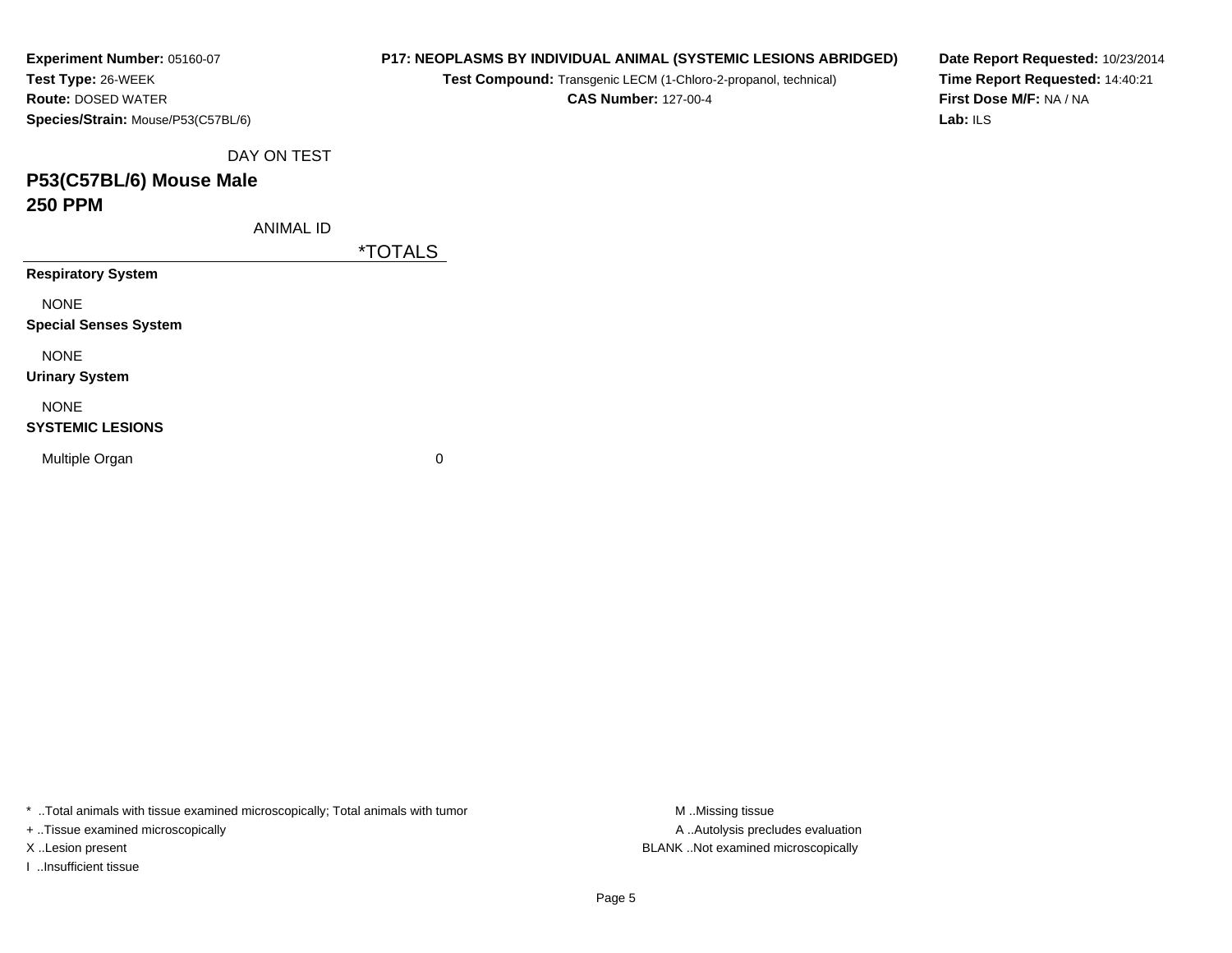**Experiment Number:** 05160-07
**Test Type:** 26-WEEK
**Route:** DOSED WATER
**Species/Strain:** Mouse/P53(C57BL/6)

**P17: NEOPLASMS BY INDIVIDUAL ANIMAL (SYSTEMIC LESIONS ABRIDGED)**
**Test Compound:** Transgenic LECM (1-Chloro-2-propanol, technical)
**CAS Number:** 127-00-4

**Date Report Requested:** 10/23/2014
**Time Report Requested:** 14:40:21
**First Dose M/F:** NA / NA
**Lab:** ILS

DAY ON TEST

## P53(C57BL/6) Mouse Male
## 250 PPM

ANIMAL ID

| | *TOTALS |
|---|---|
| **Respiratory System** | |
| NONE | |
| **Special Senses System** | |
| NONE | |
| **Urinary System** | |
| NONE | |
| **SYSTEMIC LESIONS** | |
| Multiple Organ | 0 |

* ..Total animals with tissue examined microscopically; Total animals with tumor
+ ..Tissue examined microscopically
X ..Lesion present
I ..Insufficient tissue

M ..Missing tissue
A ..Autolysis precludes evaluation
BLANK ..Not examined microscopically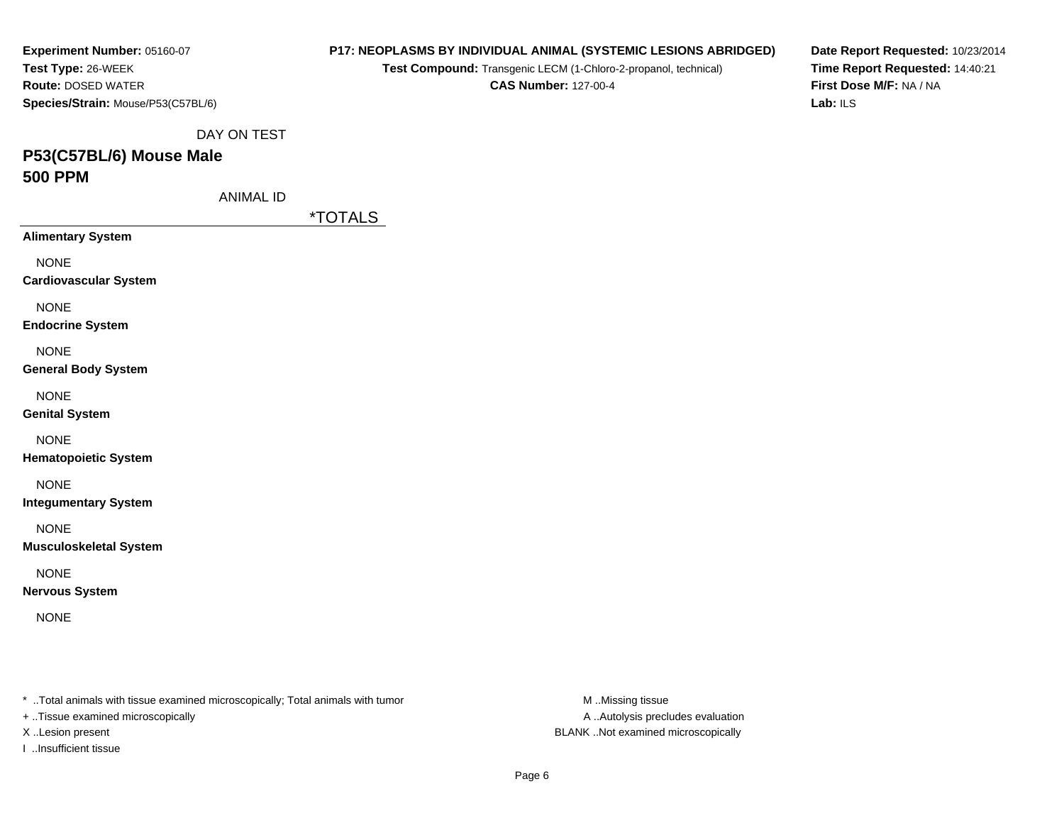**Experiment Number:** 05160-07
**Test Type:** 26-WEEK
**Route:** DOSED WATER
**Species/Strain:** Mouse/P53(C57BL/6)

**P17: NEOPLASMS BY INDIVIDUAL ANIMAL (SYSTEMIC LESIONS ABRIDGED)**
**Test Compound:** Transgenic LECM (1-Chloro-2-propanol, technical)
**CAS Number:** 127-00-4

**Date Report Requested:** 10/23/2014
**Time Report Requested:** 14:40:21
**First Dose M/F:** NA / NA
**Lab:** ILS

DAY ON TEST

## P53(C57BL/6) Mouse Male
## 500 PPM

ANIMAL ID

| | *TOTALS |
|---|---|
| **Alimentary System** | |
| NONE | |
| **Cardiovascular System** | |
| NONE | |
| **Endocrine System** | |
| NONE | |
| **General Body System** | |
| NONE | |
| **Genital System** | |
| NONE | |
| **Hematopoietic System** | |
| NONE | |
| **Integumentary System** | |
| NONE | |
| **Musculoskeletal System** | |
| NONE | |
| **Nervous System** | |
| NONE | |

* ..Total animals with tissue examined microscopically; Total animals with tumor
+ ..Tissue examined microscopically
X ..Lesion present
I ..Insufficient tissue

M ..Missing tissue
A ..Autolysis precludes evaluation
BLANK ..Not examined microscopically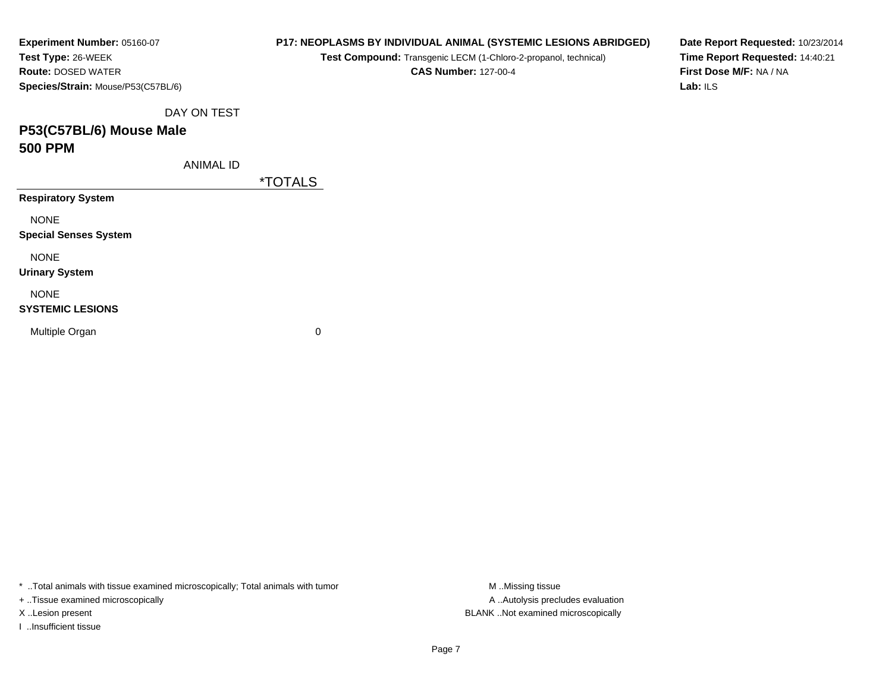**Experiment Number:** 05160-07
**Test Type:** 26-WEEK
**Route:** DOSED WATER
**Species/Strain:** Mouse/P53(C57BL/6)

**P17: NEOPLASMS BY INDIVIDUAL ANIMAL (SYSTEMIC LESIONS ABRIDGED)**
**Test Compound:** Transgenic LECM (1-Chloro-2-propanol, technical)
**CAS Number:** 127-00-4

**Date Report Requested:** 10/23/2014
**Time Report Requested:** 14:40:21
**First Dose M/F:** NA / NA
**Lab:** ILS

DAY ON TEST

## P53(C57BL/6) Mouse Male
## 500 PPM

ANIMAL ID

| | *TOTALS |
|---|---|
| **Respiratory System** | |
| NONE | |
| **Special Senses System** | |
| NONE | |
| **Urinary System** | |
| NONE | |
| **SYSTEMIC LESIONS** | |
| Multiple Organ | 0 |

* ..Total animals with tissue examined microscopically; Total animals with tumor
+ ..Tissue examined microscopically
X ..Lesion present
I ..Insufficient tissue

M ..Missing tissue
A ..Autolysis precludes evaluation
BLANK ..Not examined microscopically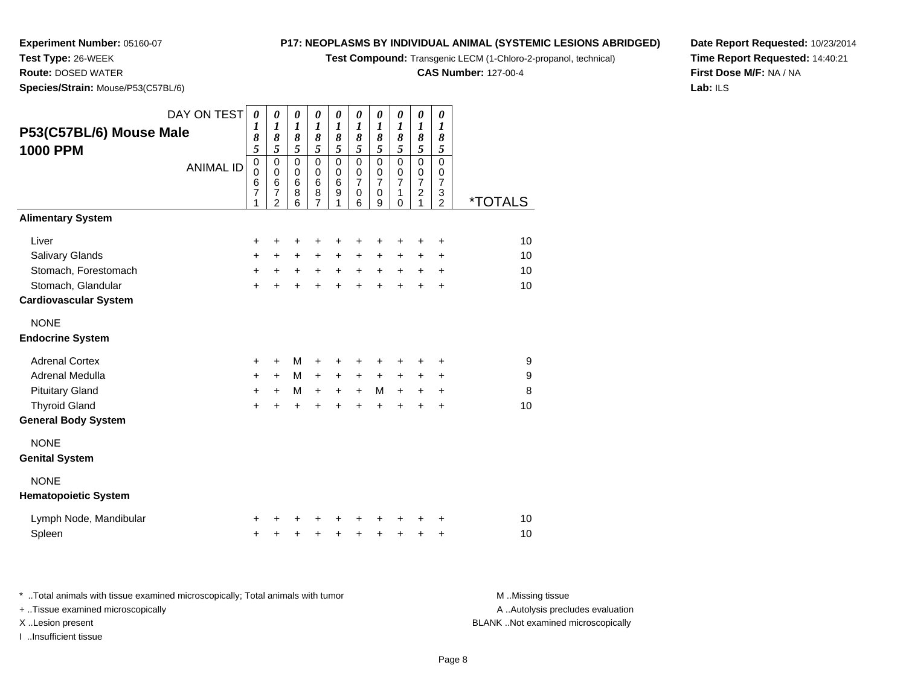**Experiment Number:** 05160-07
**Test Type:** 26-WEEK
**Route:** DOSED WATER
**Species/Strain:** Mouse/P53(C57BL/6)

**P17: NEOPLASMS BY INDIVIDUAL ANIMAL (SYSTEMIC LESIONS ABRIDGED)**
**Test Compound:** Transgenic LECM (1-Chloro-2-propanol, technical)
**CAS Number:** 127-00-4

**Date Report Requested:** 10/23/2014
**Time Report Requested:** 14:40:21
**First Dose M/F:** NA / NA
**Lab:** ILS

**P53(C57BL/6) Mouse Male**
**1000 PPM**

| DAY ON TEST | 0185 | 0185 | 0185 | 0185 | 0185 | 0185 | 0185 | 0185 | 0185 | 0185 | |
|---|---|---|---|---|---|---|---|---|---|---|---|
| ANIMAL ID | 00671 | 00672 | 00686 | 00687 | 00691 | 00706 | 00709 | 00710 | 00721 | 00732 | *TOTALS |
| **Alimentary System** | | | | | | | | | | | |
| Liver | + | + | + | + | + | + | + | + | + | + | 10 |
| Salivary Glands | + | + | + | + | + | + | + | + | + | + | 10 |
| Stomach, Forestomach | + | + | + | + | + | + | + | + | + | + | 10 |
| Stomach, Glandular | + | + | + | + | + | + | + | + | + | + | 10 |
| **Cardiovascular System** | | | | | | | | | | | |
| NONE | | | | | | | | | | | |
| **Endocrine System** | | | | | | | | | | | |
| Adrenal Cortex | + | + | M | + | + | + | + | + | + | + | 9 |
| Adrenal Medulla | + | + | M | + | + | + | + | + | + | + | 9 |
| Pituitary Gland | + | + | M | + | + | + | M | + | + | + | 8 |
| Thyroid Gland | + | + | + | + | + | + | + | + | + | + | 10 |
| **General Body System** | | | | | | | | | | | |
| NONE | | | | | | | | | | | |
| **Genital System** | | | | | | | | | | | |
| NONE | | | | | | | | | | | |
| **Hematopoietic System** | | | | | | | | | | | |
| Lymph Node, Mandibular | + | + | + | + | + | + | + | + | + | + | 10 |
| Spleen | + | + | + | + | + | + | + | + | + | + | 10 |

\* ..Total animals with tissue examined microscopically; Total animals with tumor
\+ ..Tissue examined microscopically
X ..Lesion present
I ..Insufficient tissue

M ..Missing tissue
A ..Autolysis precludes evaluation
BLANK ..Not examined microscopically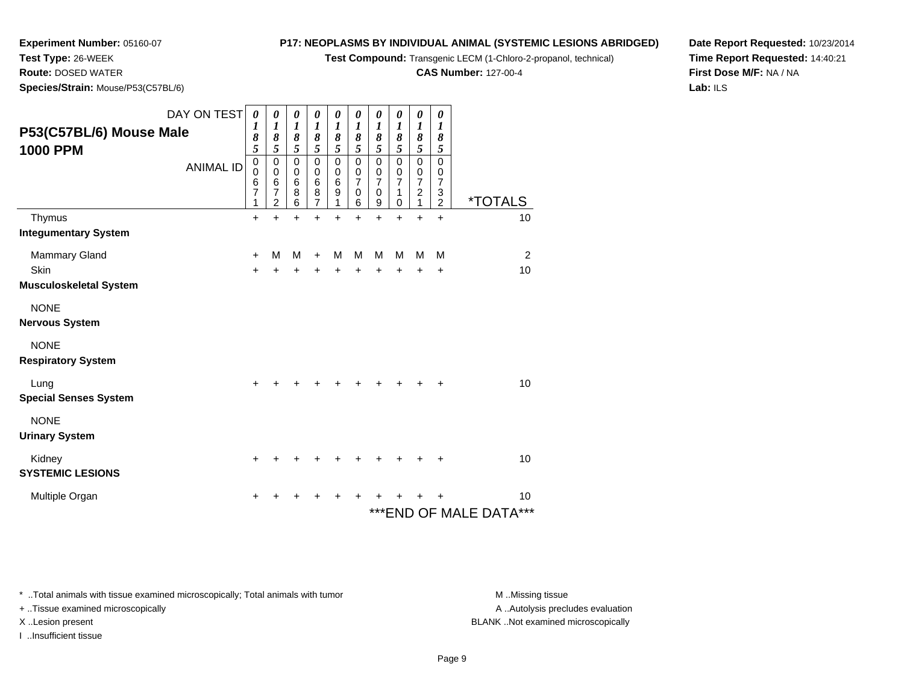**Experiment Number:** 05160-07
**Test Type:** 26-WEEK
**Route:** DOSED WATER
**Species/Strain:** Mouse/P53(C57BL/6)

**P17: NEOPLASMS BY INDIVIDUAL ANIMAL (SYSTEMIC LESIONS ABRIDGED)**
**Test Compound:** Transgenic LECM (1-Chloro-2-propanol, technical)
**CAS Number:** 127-00-4

**Date Report Requested:** 10/23/2014
**Time Report Requested:** 14:40:21
**First Dose M/F:** NA / NA
**Lab:** ILS

## P53(C57BL/6) Mouse Male 1000 PPM

| DAY ON TEST | 0185 | 0185 | 0185 | 0185 | 0185 | 0185 | 0185 | 0185 | 0185 | 0185 | |
|---|---|---|---|---|---|---|---|---|---|---|---|
| ANIMAL ID | 00671 | 00672 | 00686 | 00687 | 00691 | 00706 | 00709 | 00710 | 00721 | 00732 | *TOTALS |
| Thymus | + | + | + | + | + | + | + | + | + | + | 10 |
| **Integumentary System** | | | | | | | | | | | |
| Mammary Gland | + | M | M | + | M | M | M | M | M | M | 2 |
| Skin | + | + | + | + | + | + | + | + | + | + | 10 |
| **Musculoskeletal System** | | | | | | | | | | | |
| NONE | | | | | | | | | | | |
| **Nervous System** | | | | | | | | | | | |
| NONE | | | | | | | | | | | |
| **Respiratory System** | | | | | | | | | | | |
| Lung | + | + | + | + | + | + | + | + | + | + | 10 |
| **Special Senses System** | | | | | | | | | | | |
| NONE | | | | | | | | | | | |
| **Urinary System** | | | | | | | | | | | |
| Kidney | + | + | + | + | + | + | + | + | + | + | 10 |
| **SYSTEMIC LESIONS** | | | | | | | | | | | |
| Multiple Organ | + | + | + | + | + | + | + | + | + | + | 10 |

***END OF MALE DATA***

* ..Total animals with tissue examined microscopically; Total animals with tumor
+ ..Tissue examined microscopically
X ..Lesion present
I ..Insufficient tissue

M ..Missing tissue
A ..Autolysis precludes evaluation
BLANK ..Not examined microscopically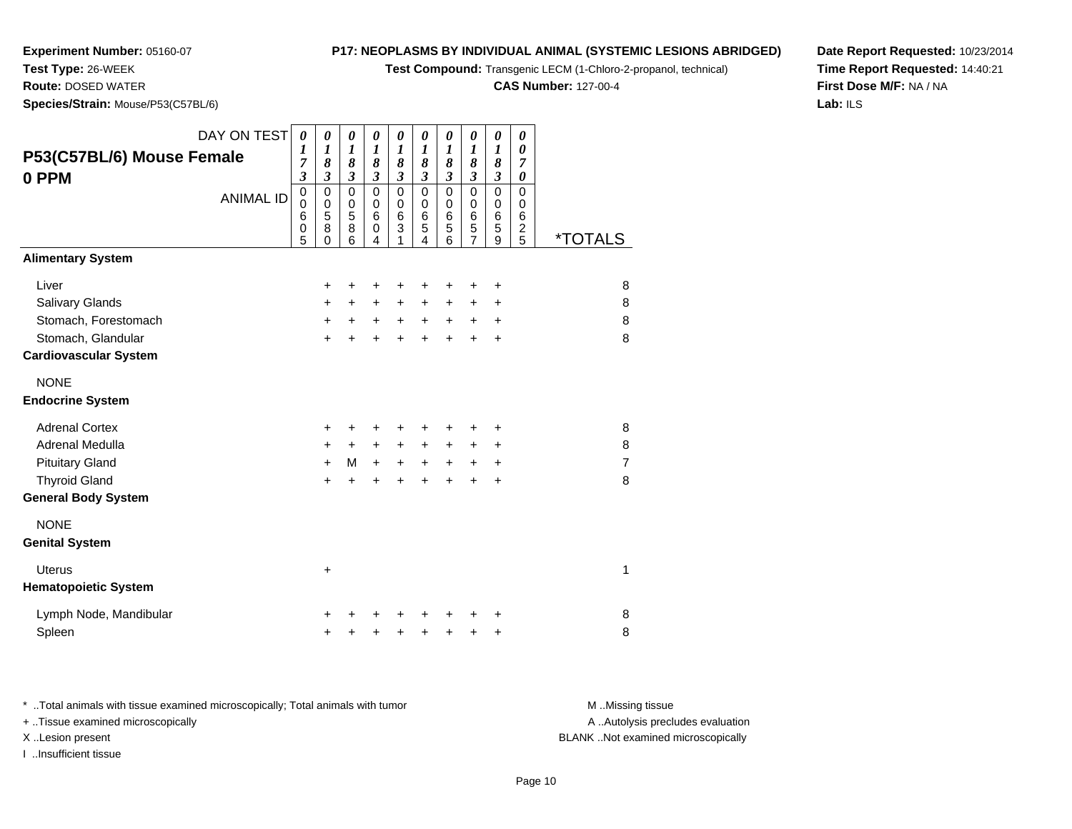**Experiment Number:** 05160-07
**Test Type:** 26-WEEK
**Route:** DOSED WATER
**Species/Strain:** Mouse/P53(C57BL/6)

**P17: NEOPLASMS BY INDIVIDUAL ANIMAL (SYSTEMIC LESIONS ABRIDGED)**
**Test Compound:** Transgenic LECM (1-Chloro-2-propanol, technical)
**CAS Number:** 127-00-4

**Date Report Requested:** 10/23/2014
**Time Report Requested:** 14:40:21
**First Dose M/F:** NA / NA
**Lab:** ILS

## P53(C57BL/6) Mouse Female 0 PPM

| DAY ON TEST | 0173 | 0183 | 0183 | 0183 | 0183 | 0183 | 0183 | 0183 | 0183 | 0070 | |
|---|---|---|---|---|---|---|---|---|---|---|---|
| ANIMAL ID | 00605 | 00580 | 00586 | 00604 | 00631 | 00654 | 00656 | 00657 | 00659 | 00625 | *TOTALS |
| **Alimentary System** | | | | | | | | | | | |
| Liver | | + | + | + | + | + | + | + | + | | 8 |
| Salivary Glands | | + | + | + | + | + | + | + | + | | 8 |
| Stomach, Forestomach | | + | + | + | + | + | + | + | + | | 8 |
| Stomach, Glandular | | + | + | + | + | + | + | + | + | | 8 |
| **Cardiovascular System** | | | | | | | | | | | |
| NONE | | | | | | | | | | | |
| **Endocrine System** | | | | | | | | | | | |
| Adrenal Cortex | | + | + | + | + | + | + | + | + | | 8 |
| Adrenal Medulla | | + | + | + | + | + | + | + | + | | 8 |
| Pituitary Gland | | + | M | + | + | + | + | + | + | | 7 |
| Thyroid Gland | | + | + | + | + | + | + | + | + | | 8 |
| **General Body System** | | | | | | | | | | | |
| NONE | | | | | | | | | | | |
| **Genital System** | | | | | | | | | | | |
| Uterus | | + | | | | | | | | | 1 |
| **Hematopoietic System** | | | | | | | | | | | |
| Lymph Node, Mandibular | | + | + | + | + | + | + | + | + | | 8 |
| Spleen | | + | + | + | + | + | + | + | + | | 8 |

\* ..Total animals with tissue examined microscopically; Total animals with tumor
+ ..Tissue examined microscopically
X ..Lesion present
I ..Insufficient tissue

M ..Missing tissue
A ..Autolysis precludes evaluation
BLANK ..Not examined microscopically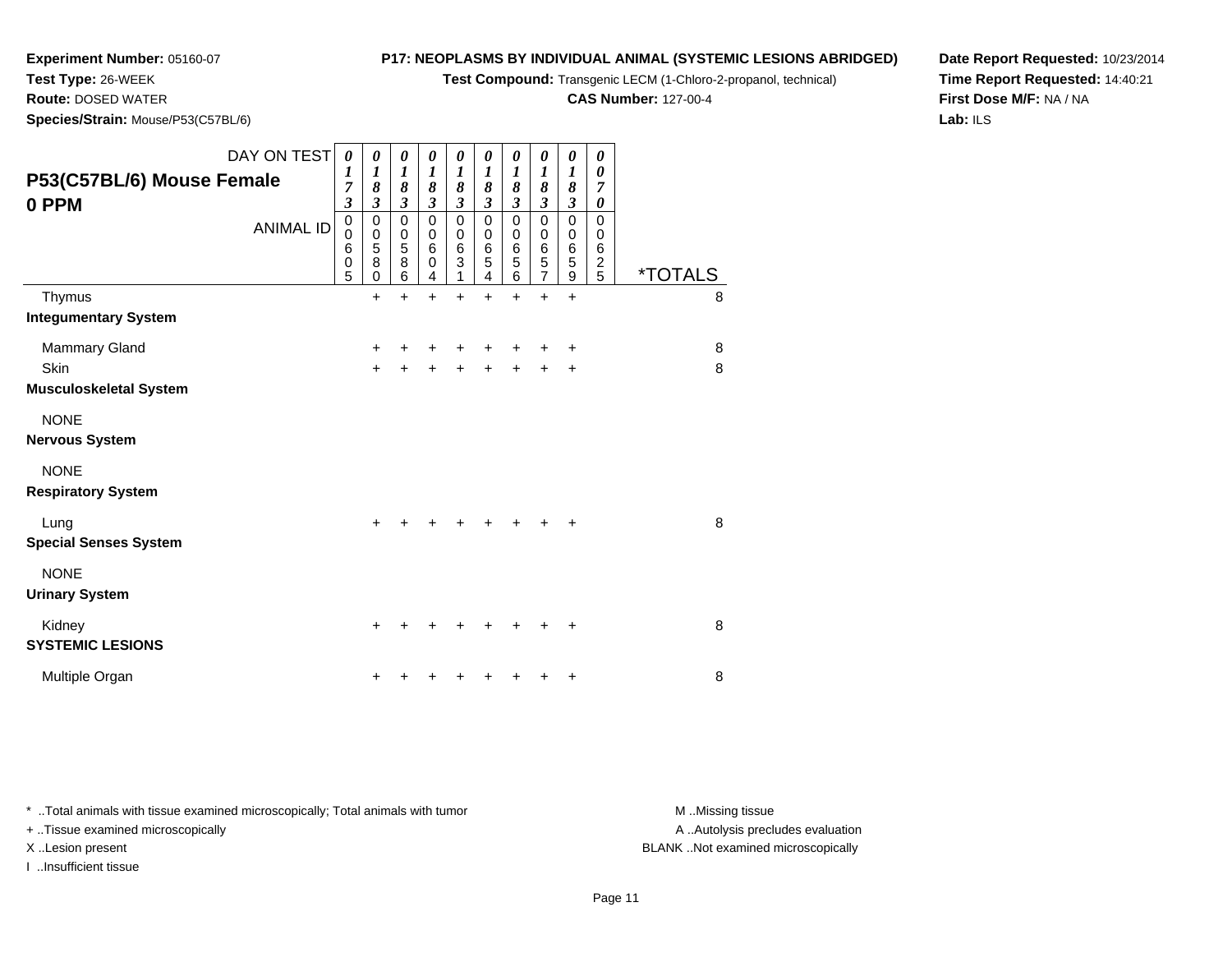**Experiment Number:** 05160-07
**Test Type:** 26-WEEK
**Route:** DOSED WATER
**Species/Strain:** Mouse/P53(C57BL/6)

**P17: NEOPLASMS BY INDIVIDUAL ANIMAL (SYSTEMIC LESIONS ABRIDGED)**
**Test Compound:** Transgenic LECM (1-Chloro-2-propanol, technical)
**CAS Number:** 127-00-4

**Date Report Requested:** 10/23/2014
**Time Report Requested:** 14:40:21
**First Dose M/F:** NA / NA
**Lab:** ILS

## P53(C57BL/6) Mouse Female 0 PPM

| DAY ON TEST | 0173 | 0183 | 0183 | 0183 | 0183 | 0183 | 0183 | 0183 | 0183 | 0070 | |
|---|---|---|---|---|---|---|---|---|---|---|---|
| ANIMAL ID | 00605 | 00580 | 00586 | 00604 | 00631 | 00654 | 00656 | 00657 | 00659 | 00625 | *TOTALS |
| Thymus | | + | + | + | + | + | + | + | + | | 8 |
| **Integumentary System** | | | | | | | | | | | |
| Mammary Gland | | + | + | + | + | + | + | + | + | | 8 |
| Skin | | + | + | + | + | + | + | + | + | | 8 |
| **Musculoskeletal System** | | | | | | | | | | | |
| NONE | | | | | | | | | | | |
| **Nervous System** | | | | | | | | | | | |
| NONE | | | | | | | | | | | |
| **Respiratory System** | | | | | | | | | | | |
| Lung | | + | + | + | + | + | + | + | + | | 8 |
| **Special Senses System** | | | | | | | | | | | |
| NONE | | | | | | | | | | | |
| **Urinary System** | | | | | | | | | | | |
| Kidney | | + | + | + | + | + | + | + | + | | 8 |
| **SYSTEMIC LESIONS** | | | | | | | | | | | |
| Multiple Organ | | + | + | + | + | + | + | + | + | | 8 |

\* ..Total animals with tissue examined microscopically; Total animals with tumor
\+ ..Tissue examined microscopically
X ..Lesion present
I ..Insufficient tissue

M ..Missing tissue
A ..Autolysis precludes evaluation
BLANK ..Not examined microscopically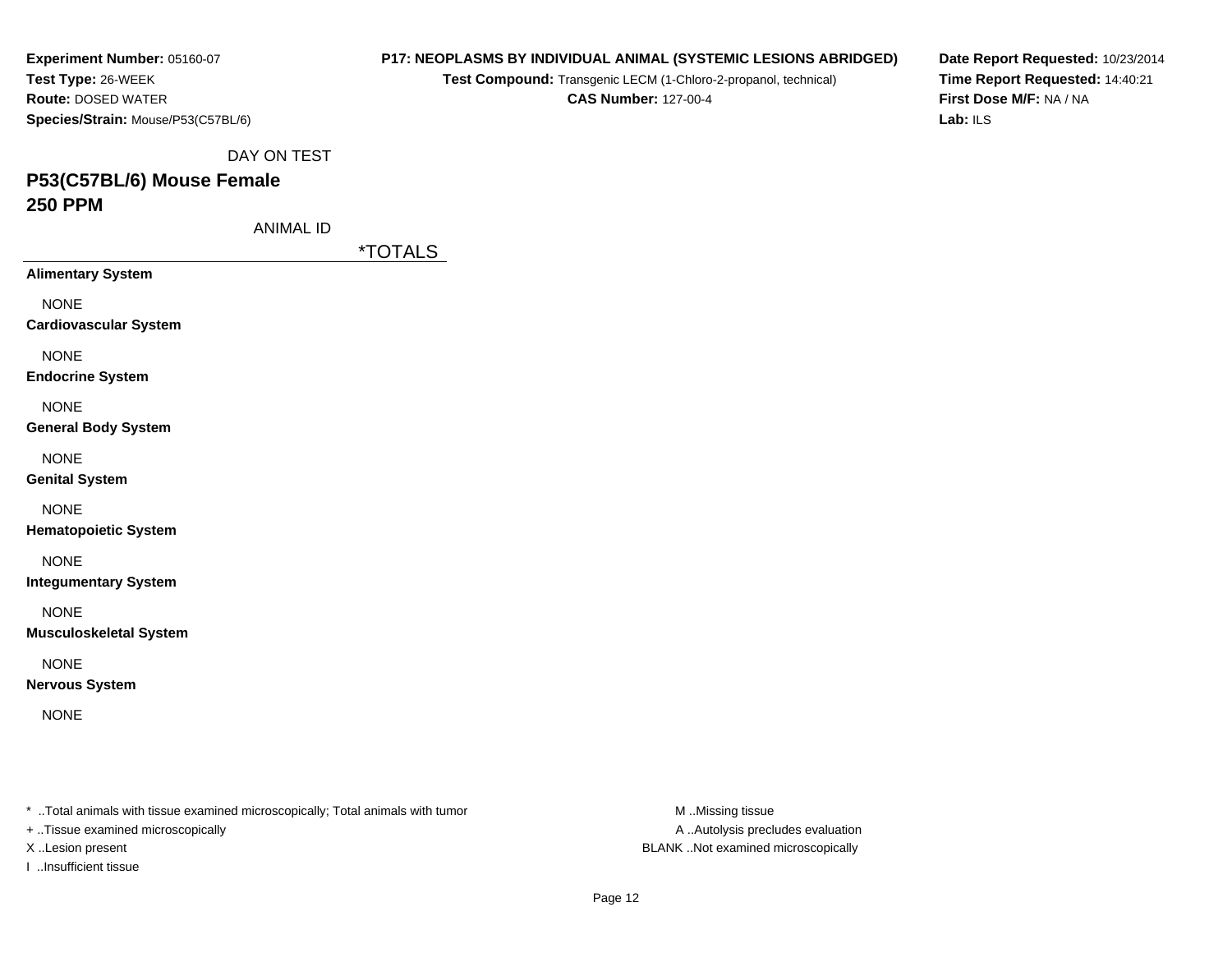**Experiment Number:** 05160-07
**Test Type:** 26-WEEK
**Route:** DOSED WATER
**Species/Strain:** Mouse/P53(C57BL/6)

**P17: NEOPLASMS BY INDIVIDUAL ANIMAL (SYSTEMIC LESIONS ABRIDGED)**
**Test Compound:** Transgenic LECM (1-Chloro-2-propanol, technical)
**CAS Number:** 127-00-4

**Date Report Requested:** 10/23/2014
**Time Report Requested:** 14:40:21
**First Dose M/F:** NA / NA
**Lab:** ILS

DAY ON TEST

## P53(C57BL/6) Mouse Female
## 250 PPM

ANIMAL ID

| | *TOTALS |
|---|---|
| **Alimentary System** | |
| NONE | |
| **Cardiovascular System** | |
| NONE | |
| **Endocrine System** | |
| NONE | |
| **General Body System** | |
| NONE | |
| **Genital System** | |
| NONE | |
| **Hematopoietic System** | |
| NONE | |
| **Integumentary System** | |
| NONE | |
| **Musculoskeletal System** | |
| NONE | |
| **Nervous System** | |
| NONE | |

\* ..Total animals with tissue examined microscopically; Total animals with tumor
\+ ..Tissue examined microscopically
X ..Lesion present
I ..Insufficient tissue

M ..Missing tissue
A ..Autolysis precludes evaluation
BLANK ..Not examined microscopically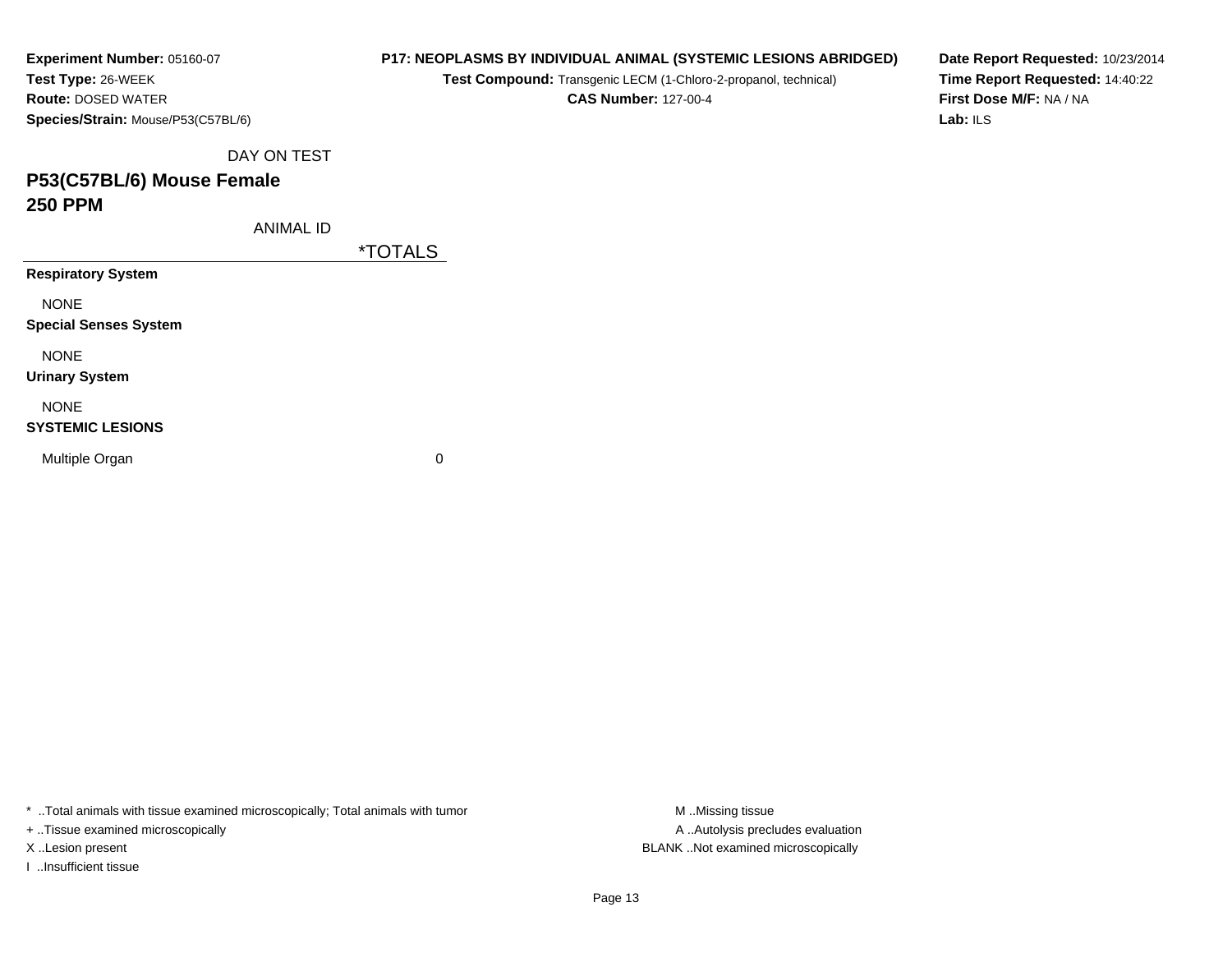**Experiment Number:** 05160-07
**Test Type:** 26-WEEK
**Route:** DOSED WATER
**Species/Strain:** Mouse/P53(C57BL/6)

**P17: NEOPLASMS BY INDIVIDUAL ANIMAL (SYSTEMIC LESIONS ABRIDGED)**
**Test Compound:** Transgenic LECM (1-Chloro-2-propanol, technical)
**CAS Number:** 127-00-4

**Date Report Requested:** 10/23/2014
**Time Report Requested:** 14:40:22
**First Dose M/F:** NA / NA
**Lab:** ILS

DAY ON TEST

## P53(C57BL/6) Mouse Female
## 250 PPM

ANIMAL ID

| | *TOTALS |
|---|---|
| **Respiratory System** | |
| NONE | |
| **Special Senses System** | |
| NONE | |
| **Urinary System** | |
| NONE | |
| **SYSTEMIC LESIONS** | |
| Multiple Organ | 0 |

* ..Total animals with tissue examined microscopically; Total animals with tumor
+ ..Tissue examined microscopically
X ..Lesion present
I ..Insufficient tissue

M ..Missing tissue
A ..Autolysis precludes evaluation
BLANK ..Not examined microscopically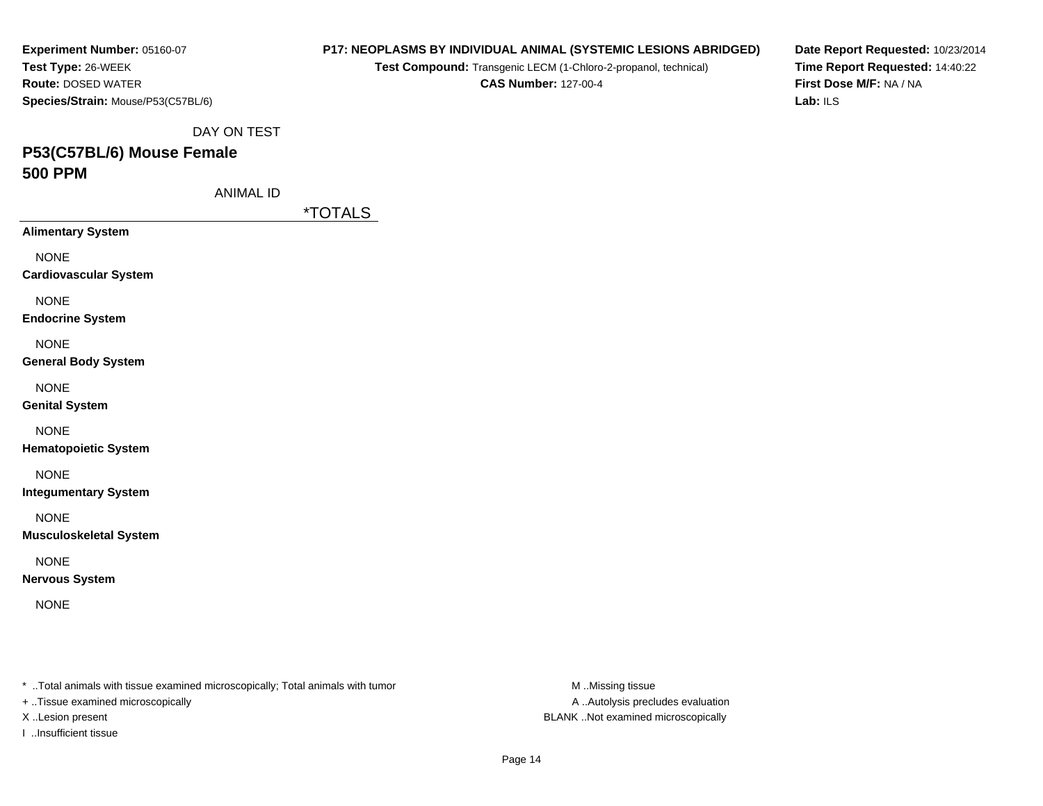**Experiment Number:** 05160-07
**Test Type:** 26-WEEK
**Route:** DOSED WATER
**Species/Strain:** Mouse/P53(C57BL/6)

**P17: NEOPLASMS BY INDIVIDUAL ANIMAL (SYSTEMIC LESIONS ABRIDGED)**
**Test Compound:** Transgenic LECM (1-Chloro-2-propanol, technical)
**CAS Number:** 127-00-4

**Date Report Requested:** 10/23/2014
**Time Report Requested:** 14:40:22
**First Dose M/F:** NA / NA
**Lab:** ILS

DAY ON TEST

## P53(C57BL/6) Mouse Female
## 500 PPM

ANIMAL ID

| | *TOTALS |
|---|---|
| **Alimentary System** | |
| NONE | |
| **Cardiovascular System** | |
| NONE | |
| **Endocrine System** | |
| NONE | |
| **General Body System** | |
| NONE | |
| **Genital System** | |
| NONE | |
| **Hematopoietic System** | |
| NONE | |
| **Integumentary System** | |
| NONE | |
| **Musculoskeletal System** | |
| NONE | |
| **Nervous System** | |
| NONE | |

* ..Total animals with tissue examined microscopically; Total animals with tumor
+ ..Tissue examined microscopically
X ..Lesion present
I ..Insufficient tissue

M ..Missing tissue
A ..Autolysis precludes evaluation
BLANK ..Not examined microscopically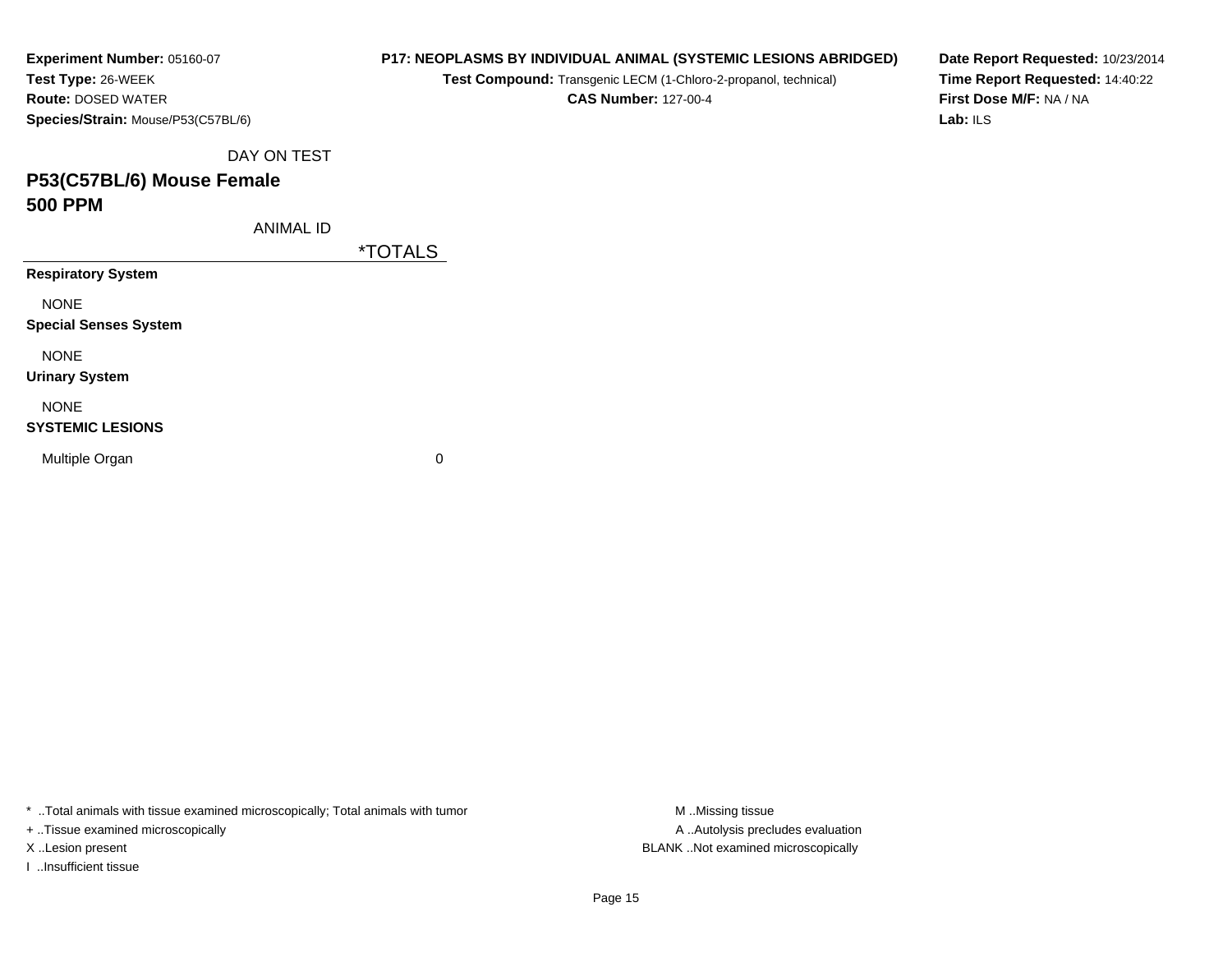**Experiment Number:** 05160-07
**Test Type:** 26-WEEK
**Route:** DOSED WATER
**Species/Strain:** Mouse/P53(C57BL/6)

**P17: NEOPLASMS BY INDIVIDUAL ANIMAL (SYSTEMIC LESIONS ABRIDGED)**
**Test Compound:** Transgenic LECM (1-Chloro-2-propanol, technical)
**CAS Number:** 127-00-4

**Date Report Requested:** 10/23/2014
**Time Report Requested:** 14:40:22
**First Dose M/F:** NA / NA
**Lab:** ILS

DAY ON TEST

## P53(C57BL/6) Mouse Female
## 500 PPM

ANIMAL ID

| | *TOTALS |
|---|---|
| **Respiratory System** | |
| NONE | |
| **Special Senses System** | |
| NONE | |
| **Urinary System** | |
| NONE | |
| **SYSTEMIC LESIONS** | |
| Multiple Organ | 0 |

* ..Total animals with tissue examined microscopically; Total animals with tumor
+ ..Tissue examined microscopically
X ..Lesion present
I ..Insufficient tissue

M ..Missing tissue
A ..Autolysis precludes evaluation
BLANK ..Not examined microscopically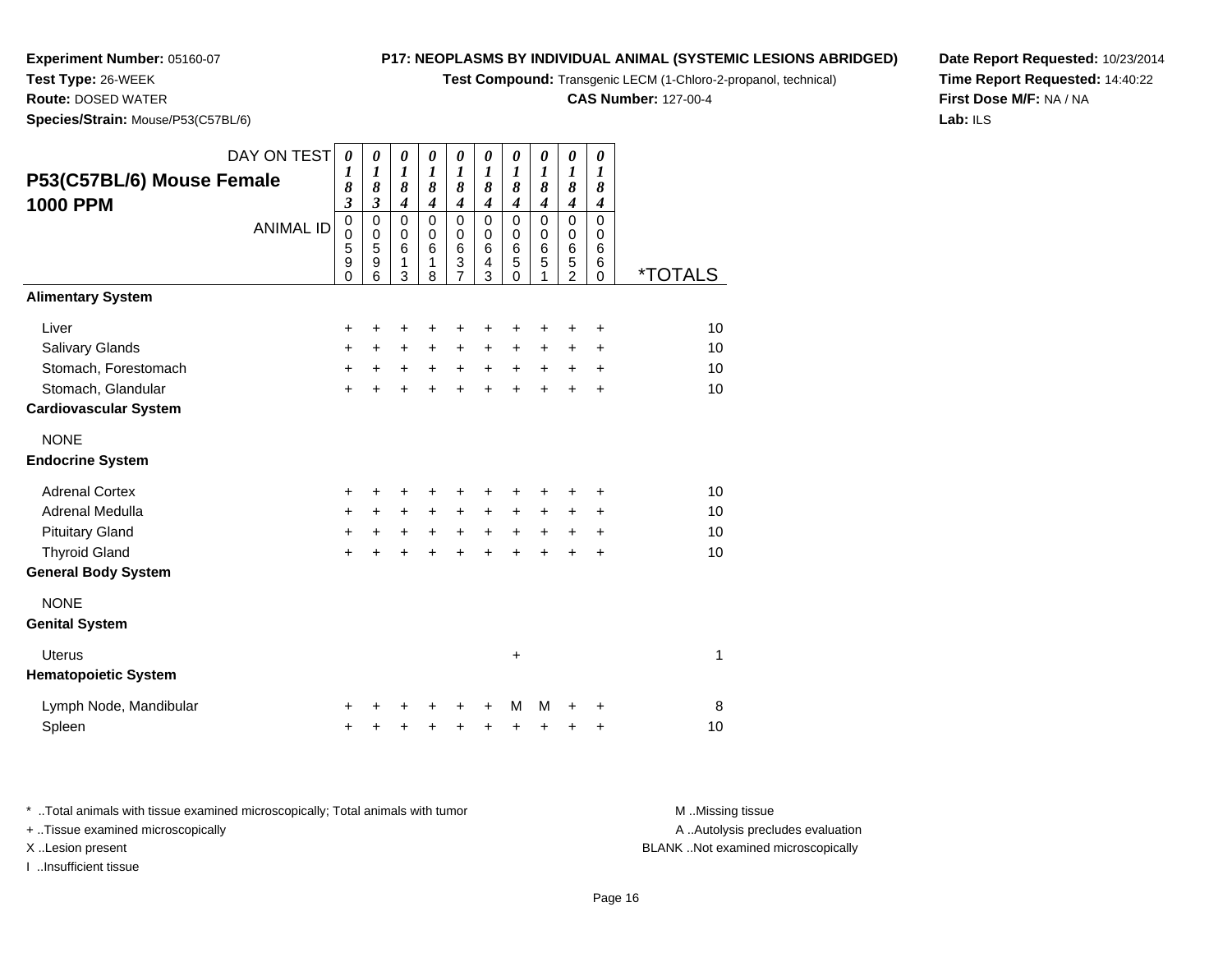**Experiment Number:** 05160-07
**Test Type:** 26-WEEK
**Route:** DOSED WATER
**Species/Strain:** Mouse/P53(C57BL/6)

**P17: NEOPLASMS BY INDIVIDUAL ANIMAL (SYSTEMIC LESIONS ABRIDGED)**
**Test Compound:** Transgenic LECM (1-Chloro-2-propanol, technical)
**CAS Number:** 127-00-4

**Date Report Requested:** 10/23/2014
**Time Report Requested:** 14:40:22
**First Dose M/F:** NA / NA
**Lab:** ILS

## P53(C57BL/6) Mouse Female 1000 PPM

| DAY ON TEST | 0183 | 0183 | 0184 | 0184 | 0184 | 0184 | 0184 | 0184 | 0184 | 0184 | |
|---|---|---|---|---|---|---|---|---|---|---|---|
| ANIMAL ID | 00590 | 00596 | 00613 | 00618 | 00637 | 00643 | 00650 | 00651 | 00652 | 00660 | *TOTALS |
| **Alimentary System** | | | | | | | | | | | |
| Liver | + | + | + | + | + | + | + | + | + | + | 10 |
| Salivary Glands | + | + | + | + | + | + | + | + | + | + | 10 |
| Stomach, Forestomach | + | + | + | + | + | + | + | + | + | + | 10 |
| Stomach, Glandular | + | + | + | + | + | + | + | + | + | + | 10 |
| **Cardiovascular System** | | | | | | | | | | | |
| NONE | | | | | | | | | | | |
| **Endocrine System** | | | | | | | | | | | |
| Adrenal Cortex | + | + | + | + | + | + | + | + | + | + | 10 |
| Adrenal Medulla | + | + | + | + | + | + | + | + | + | + | 10 |
| Pituitary Gland | + | + | + | + | + | + | + | + | + | + | 10 |
| Thyroid Gland | + | + | + | + | + | + | + | + | + | + | 10 |
| **General Body System** | | | | | | | | | | | |
| NONE | | | | | | | | | | | |
| **Genital System** | | | | | | | | | | | |
| Uterus | | | | | | | + | | | | 1 |
| **Hematopoietic System** | | | | | | | | | | | |
| Lymph Node, Mandibular | + | + | + | + | + | + | M | M | + | + | 8 |
| Spleen | + | + | + | + | + | + | + | + | + | + | 10 |

* ..Total animals with tissue examined microscopically; Total animals with tumor
+ ..Tissue examined microscopically
X ..Lesion present
I ..Insufficient tissue

M ..Missing tissue
A ..Autolysis precludes evaluation
BLANK ..Not examined microscopically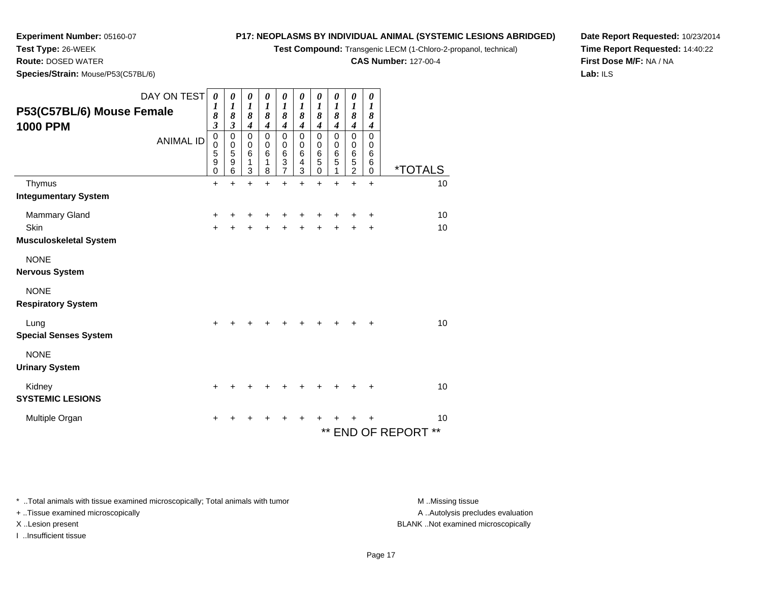**Experiment Number:** 05160-07
**Test Type:** 26-WEEK
**Route:** DOSED WATER
**Species/Strain:** Mouse/P53(C57BL/6)

**P17: NEOPLASMS BY INDIVIDUAL ANIMAL (SYSTEMIC LESIONS ABRIDGED)**
**Test Compound:** Transgenic LECM (1-Chloro-2-propanol, technical)
**CAS Number:** 127-00-4

**Date Report Requested:** 10/23/2014
**Time Report Requested:** 14:40:22
**First Dose M/F:** NA / NA
**Lab:** ILS

| P53(C57BL/6) Mouse Female 1000 PPM — DAY ON TEST | 0183 | 0183 | 0184 | 0184 | 0184 | 0184 | 0184 | 0184 | 0184 | 0184 | |
|---|---|---|---|---|---|---|---|---|---|---|---|
| ANIMAL ID | 00590 | 00596 | 00613 | 00618 | 00637 | 00643 | 00650 | 00651 | 00652 | 00660 | *TOTALS |
| Thymus | + | + | + | + | + | + | + | + | + | + | 10 |
| **Integumentary System** | | | | | | | | | | | |
| Mammary Gland | + | + | + | + | + | + | + | + | + | + | 10 |
| Skin | + | + | + | + | + | + | + | + | + | + | 10 |
| **Musculoskeletal System** | | | | | | | | | | | |
| NONE | | | | | | | | | | | |
| **Nervous System** | | | | | | | | | | | |
| NONE | | | | | | | | | | | |
| **Respiratory System** | | | | | | | | | | | |
| Lung | + | + | + | + | + | + | + | + | + | + | 10 |
| **Special Senses System** | | | | | | | | | | | |
| NONE | | | | | | | | | | | |
| **Urinary System** | | | | | | | | | | | |
| Kidney | + | + | + | + | + | + | + | + | + | + | 10 |
| **SYSTEMIC LESIONS** | | | | | | | | | | | |
| Multiple Organ | + | + | + | + | + | + | + | + | + | + | 10 |

** END OF REPORT **

* ..Total animals with tissue examined microscopically; Total animals with tumor
+ ..Tissue examined microscopically
X ..Lesion present
I ..Insufficient tissue

M ..Missing tissue
A ..Autolysis precludes evaluation
BLANK ..Not examined microscopically